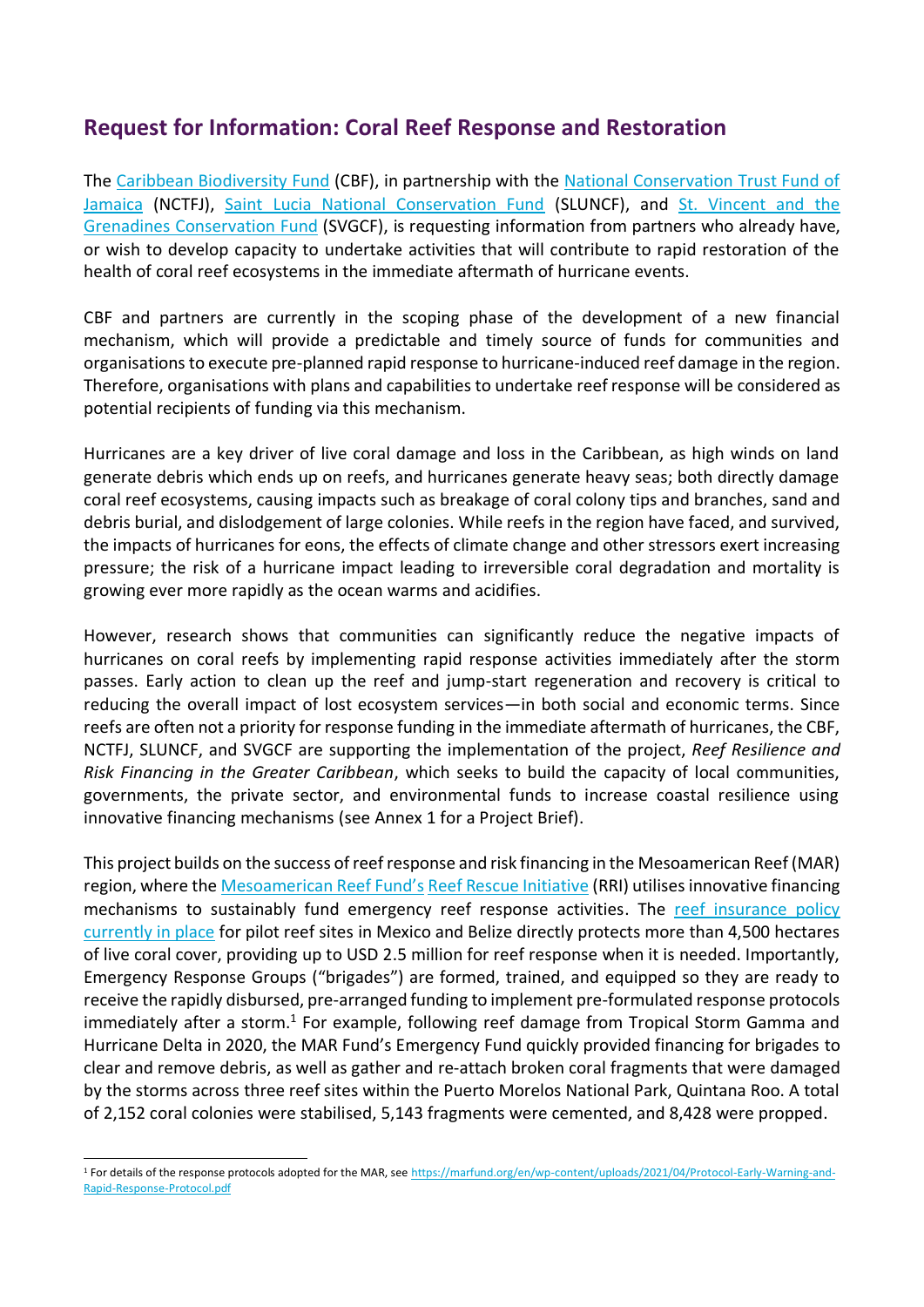## Request for Information: Coral Reef Response and Restoration

The Caribbean Biodiversity Fund (CBF), in partnership with the National Conservation Trust Fund of Jamaica (NCTFJ), Saint Lucia National Conservation Fund (SLUNCF), and St. Vincent and the Grenadines Conservation Fund (SVGCF), is requesting information from partners who already have, or wish to develop capacity to undertake activities that will contribute to rapid restoration of the health of coral reef ecosystems in the immediate aftermath of hurricane events.

CBF and partners are currently in the scoping phase of the development of a new financial mechanism, which will provide a predictable and timely source of funds for communities and organisations to execute pre-planned rapid response to hurricane-induced reef damage in the region. Therefore, organisations with plans and capabilities to undertake reef response will be considered as potential recipients of funding via this mechanism.

Hurricanes are a key driver of live coral damage and loss in the Caribbean, as high winds on land generate debris which ends up on reefs, and hurricanes generate heavy seas; both directly damage coral reef ecosystems, causing impacts such as breakage of coral colony tips and branches, sand and debris burial, and dislodgement of large colonies. While reefs in the region have faced, and survived, the impacts of hurricanes for eons, the effects of climate change and other stressors exert increasing pressure; the risk of a hurricane impact leading to irreversible coral degradation and mortality is growing ever more rapidly as the ocean warms and acidifies.

However, research shows that communities can significantly reduce the negative impacts of hurricanes on coral reefs by implementing rapid response activities immediately after the storm passes. Early action to clean up the reef and jump-start regeneration and recovery is critical to reducing the overall impact of lost ecosystem services—in both social and economic terms. Since reefs are often not a priority for response funding in the immediate aftermath of hurricanes, the CBF, NCTFJ, SLUNCF, and SVGCF are supporting the implementation of the project, *Reef Resilience and Risk Financing in the Greater Caribbean*, which seeks to build the capacity of local communities, governments, the private sector, and environmental funds to increase coastal resilience using innovative financing mechanisms (see Annex 1 for a Project Brief).

This project builds on the success of reef response and risk financing in the Mesoamerican Reef (MAR) region, where the Mesoamerican Reef Fund's Reef Rescue Initiative (RRI) utilises innovative financing mechanisms to sustainably fund emergency reef response activities. The reef insurance policy currently in place for pilot reef sites in Mexico and Belize directly protects more than 4,500 hectares of live coral cover, providing up to USD 2.5 million for reef response when it is needed. Importantly, Emergency Response Groups ("brigades") are formed, trained, and equipped so they are ready to receive the rapidly disbursed, pre-arranged funding to implement pre-formulated response protocols immediately after a storm.[1] For example, following reef damage from Tropical Storm Gamma and Hurricane Delta in 2020, the MAR Fund's Emergency Fund quickly provided financing for brigades to clear and remove debris, as well as gather and re-attach broken coral fragments that were damaged by the storms across three reef sites within the Puerto Morelos National Park, Quintana Roo. A total of 2,152 coral colonies were stabilised, 5,143 fragments were cemented, and 8,428 were propped.

---

[1] For details of the response protocols adopted for the MAR, see https://marfund.org/en/wp-content/uploads/2021/04/Protocol-Early-Warning-and-Rapid-Response-Protocol.pdf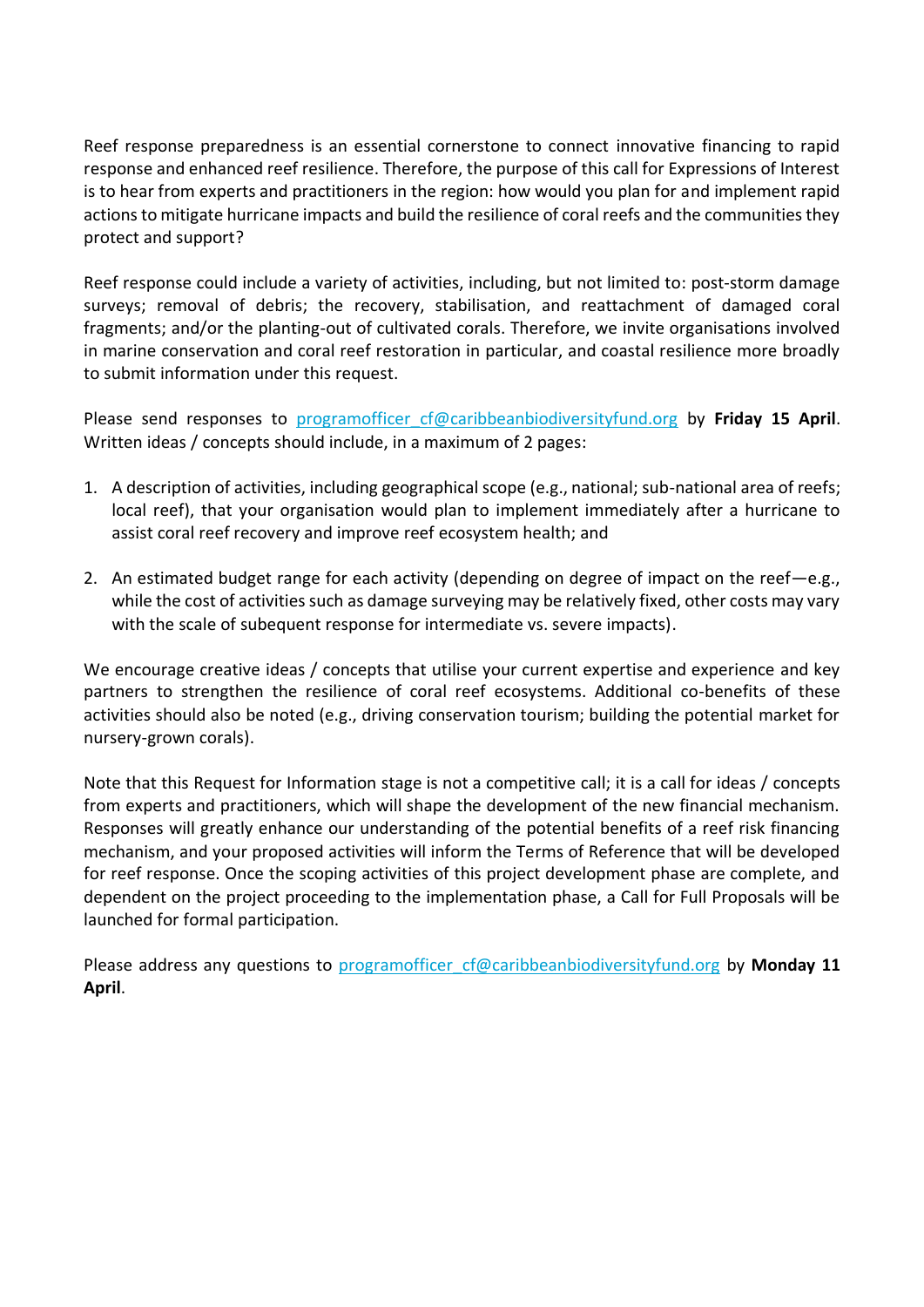Reef response preparedness is an essential cornerstone to connect innovative financing to rapid response and enhanced reef resilience. Therefore, the purpose of this call for Expressions of Interest is to hear from experts and practitioners in the region: how would you plan for and implement rapid actions to mitigate hurricane impacts and build the resilience of coral reefs and the communities they protect and support?

Reef response could include a variety of activities, including, but not limited to: post-storm damage surveys; removal of debris; the recovery, stabilisation, and reattachment of damaged coral fragments; and/or the planting-out of cultivated corals. Therefore, we invite organisations involved in marine conservation and coral reef restoration in particular, and coastal resilience more broadly to submit information under this request.

Please send responses to programofficer_cf@caribbeanbiodiversityfund.org by **Friday 15 April**. Written ideas / concepts should include, in a maximum of 2 pages:

1. A description of activities, including geographical scope (e.g., national; sub-national area of reefs; local reef), that your organisation would plan to implement immediately after a hurricane to assist coral reef recovery and improve reef ecosystem health; and

2. An estimated budget range for each activity (depending on degree of impact on the reef—e.g., while the cost of activities such as damage surveying may be relatively fixed, other costs may vary with the scale of subequent response for intermediate vs. severe impacts).

We encourage creative ideas / concepts that utilise your current expertise and experience and key partners to strengthen the resilience of coral reef ecosystems. Additional co-benefits of these activities should also be noted (e.g., driving conservation tourism; building the potential market for nursery-grown corals).

Note that this Request for Information stage is not a competitive call; it is a call for ideas / concepts from experts and practitioners, which will shape the development of the new financial mechanism. Responses will greatly enhance our understanding of the potential benefits of a reef risk financing mechanism, and your proposed activities will inform the Terms of Reference that will be developed for reef response. Once the scoping activities of this project development phase are complete, and dependent on the project proceeding to the implementation phase, a Call for Full Proposals will be launched for formal participation.

Please address any questions to programofficer_cf@caribbeanbiodiversityfund.org by **Monday 11 April**.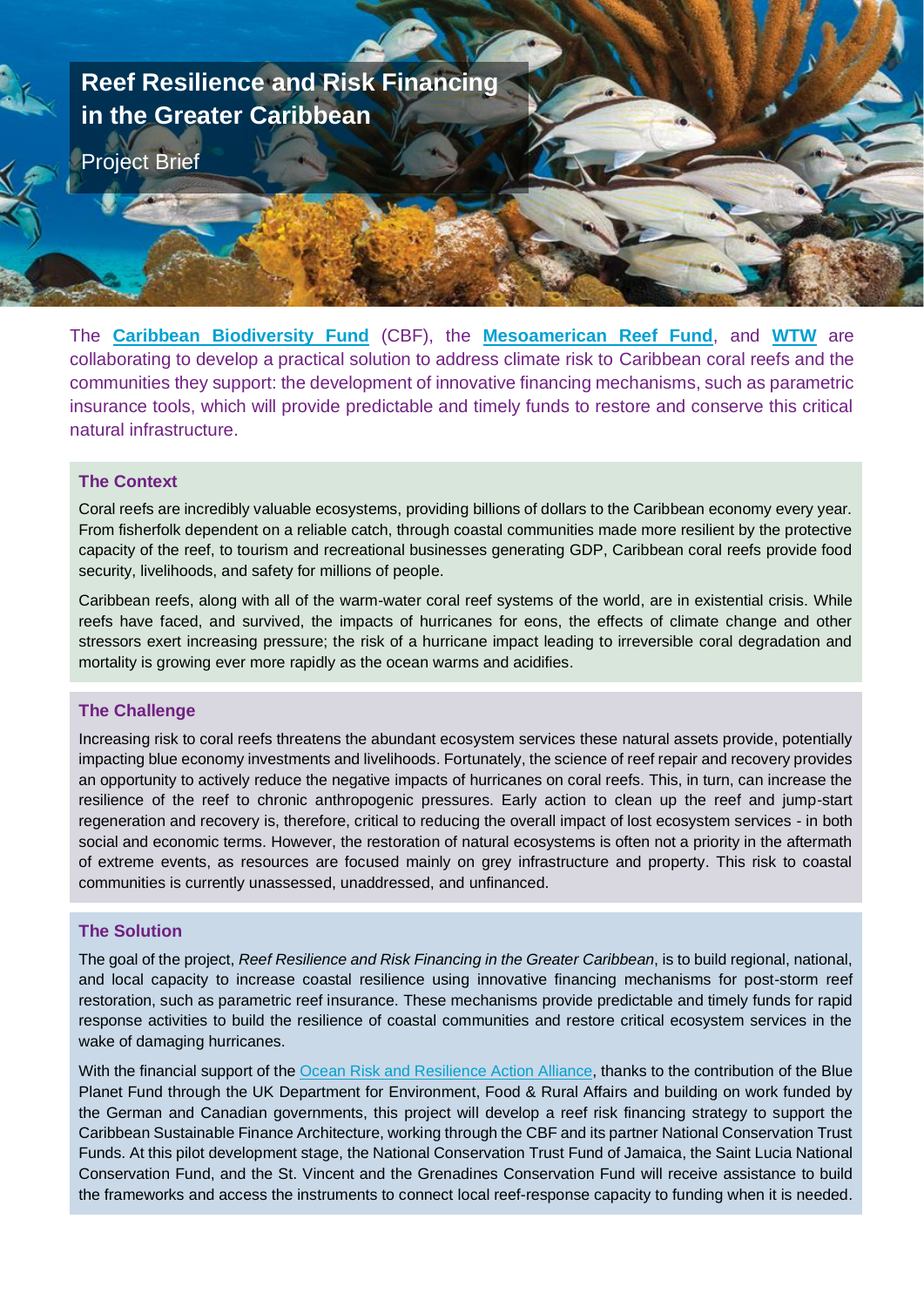# Reef Resilience and Risk Financing in the Greater Caribbean

Project Brief

The **Caribbean Biodiversity Fund** (CBF), the **Mesoamerican Reef Fund**, and **WTW** are collaborating to develop a practical solution to address climate risk to Caribbean coral reefs and the communities they support: the development of innovative financing mechanisms, such as parametric insurance tools, which will provide predictable and timely funds to restore and conserve this critical natural infrastructure.

## The Context

Coral reefs are incredibly valuable ecosystems, providing billions of dollars to the Caribbean economy every year. From fisherfolk dependent on a reliable catch, through coastal communities made more resilient by the protective capacity of the reef, to tourism and recreational businesses generating GDP, Caribbean coral reefs provide food security, livelihoods, and safety for millions of people.

Caribbean reefs, along with all of the warm-water coral reef systems of the world, are in existential crisis. While reefs have faced, and survived, the impacts of hurricanes for eons, the effects of climate change and other stressors exert increasing pressure; the risk of a hurricane impact leading to irreversible coral degradation and mortality is growing ever more rapidly as the ocean warms and acidifies.

## The Challenge

Increasing risk to coral reefs threatens the abundant ecosystem services these natural assets provide, potentially impacting blue economy investments and livelihoods. Fortunately, the science of reef repair and recovery provides an opportunity to actively reduce the negative impacts of hurricanes on coral reefs. This, in turn, can increase the resilience of the reef to chronic anthropogenic pressures. Early action to clean up the reef and jump-start regeneration and recovery is, therefore, critical to reducing the overall impact of lost ecosystem services - in both social and economic terms. However, the restoration of natural ecosystems is often not a priority in the aftermath of extreme events, as resources are focused mainly on grey infrastructure and property. This risk to coastal communities is currently unassessed, unaddressed, and unfinanced.

## The Solution

The goal of the project, *Reef Resilience and Risk Financing in the Greater Caribbean*, is to build regional, national, and local capacity to increase coastal resilience using innovative financing mechanisms for post-storm reef restoration, such as parametric reef insurance. These mechanisms provide predictable and timely funds for rapid response activities to build the resilience of coastal communities and restore critical ecosystem services in the wake of damaging hurricanes.

With the financial support of the Ocean Risk and Resilience Action Alliance, thanks to the contribution of the Blue Planet Fund through the UK Department for Environment, Food & Rural Affairs and building on work funded by the German and Canadian governments, this project will develop a reef risk financing strategy to support the Caribbean Sustainable Finance Architecture, working through the CBF and its partner National Conservation Trust Funds. At this pilot development stage, the National Conservation Trust Fund of Jamaica, the Saint Lucia National Conservation Fund, and the St. Vincent and the Grenadines Conservation Fund will receive assistance to build the frameworks and access the instruments to connect local reef-response capacity to funding when it is needed.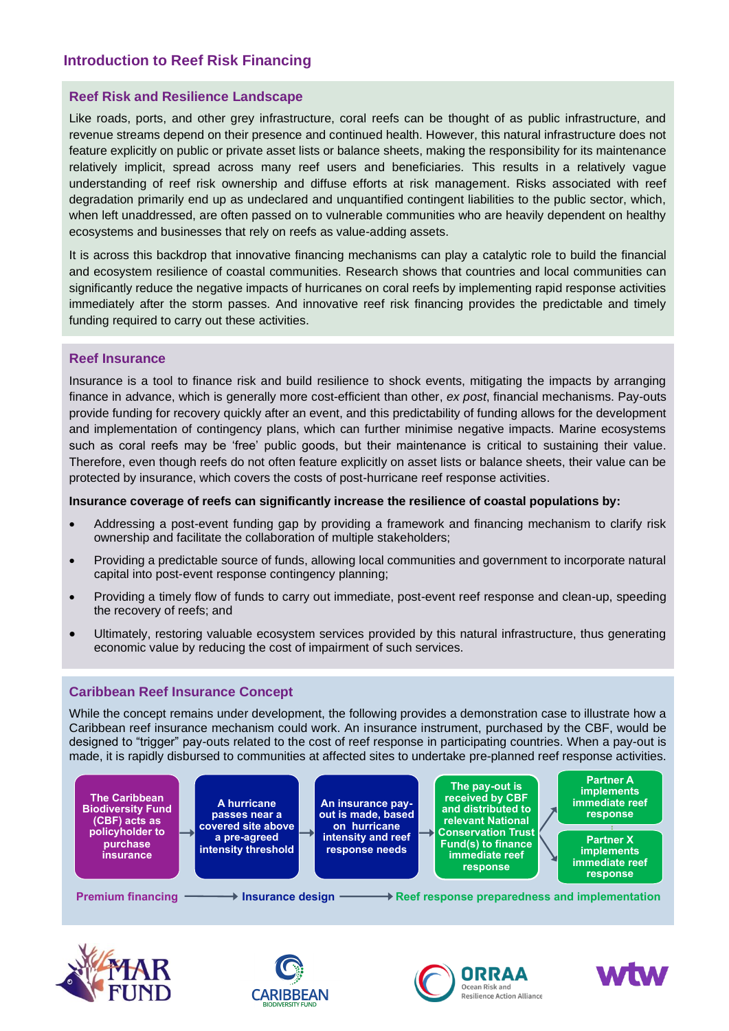## Introduction to Reef Risk Financing

### Reef Risk and Resilience Landscape

Like roads, ports, and other grey infrastructure, coral reefs can be thought of as public infrastructure, and revenue streams depend on their presence and continued health. However, this natural infrastructure does not feature explicitly on public or private asset lists or balance sheets, making the responsibility for its maintenance relatively implicit, spread across many reef users and beneficiaries. This results in a relatively vague understanding of reef risk ownership and diffuse efforts at risk management. Risks associated with reef degradation primarily end up as undeclared and unquantified contingent liabilities to the public sector, which, when left unaddressed, are often passed on to vulnerable communities who are heavily dependent on healthy ecosystems and businesses that rely on reefs as value-adding assets.

It is across this backdrop that innovative financing mechanisms can play a catalytic role to build the financial and ecosystem resilience of coastal communities. Research shows that countries and local communities can significantly reduce the negative impacts of hurricanes on coral reefs by implementing rapid response activities immediately after the storm passes. And innovative reef risk financing provides the predictable and timely funding required to carry out these activities.

### Reef Insurance

Insurance is a tool to finance risk and build resilience to shock events, mitigating the impacts by arranging finance in advance, which is generally more cost-efficient than other, *ex post*, financial mechanisms. Pay-outs provide funding for recovery quickly after an event, and this predictability of funding allows for the development and implementation of contingency plans, which can further minimise negative impacts. Marine ecosystems such as coral reefs may be 'free' public goods, but their maintenance is critical to sustaining their value. Therefore, even though reefs do not often feature explicitly on asset lists or balance sheets, their value can be protected by insurance, which covers the costs of post-hurricane reef response activities.

**Insurance coverage of reefs can significantly increase the resilience of coastal populations by:**

- Addressing a post-event funding gap by providing a framework and financing mechanism to clarify risk ownership and facilitate the collaboration of multiple stakeholders;
- Providing a predictable source of funds, allowing local communities and government to incorporate natural capital into post-event response contingency planning;
- Providing a timely flow of funds to carry out immediate, post-event reef response and clean-up, speeding the recovery of reefs; and
- Ultimately, restoring valuable ecosystem services provided by this natural infrastructure, thus generating economic value by reducing the cost of impairment of such services.

### Caribbean Reef Insurance Concept

While the concept remains under development, the following provides a demonstration case to illustrate how a Caribbean reef insurance mechanism could work. An insurance instrument, purchased by the CBF, would be designed to "trigger" pay-outs related to the cost of reef response in participating countries. When a pay-out is made, it is rapidly disbursed to communities at affected sites to undertake pre-planned reef response activities.

The Caribbean Biodiversity Fund (CBF) acts as policyholder to purchase insurance → A hurricane passes near a covered site above a pre-agreed intensity threshold → An insurance pay-out is made, based on hurricane intensity and reef response needs → The pay-out is received by CBF and distributed to relevant National Conservation Trust Fund(s) to finance immediate reef response → Partner A implements immediate reef response / Partner X implements immediate reef response

Premium financing → Insurance design → Reef response preparedness and implementation

MAR FUND · CARIBBEAN BIODIVERSITY FUND · ORRAA Ocean Risk and Resilience Action Alliance · wtw